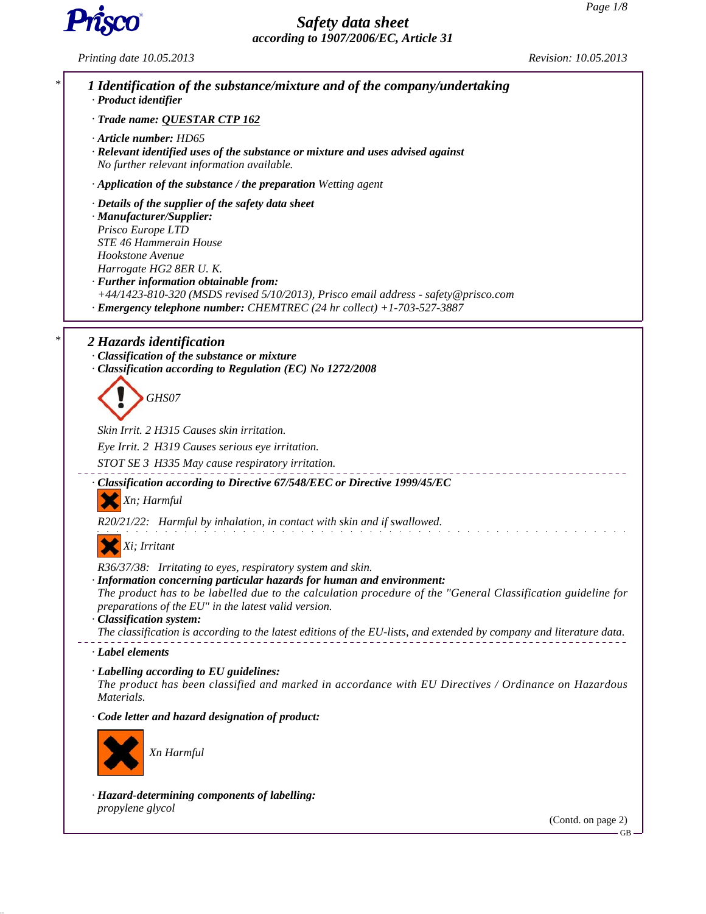# Safety data sheet
*according to 1907/2006/EC, Article 31*

*Printing date 10.05.2013* *Revision: 10.05.2013*

## 1 Identification of the substance/mixture and of the company/undertaking

· **Product identifier**

· **Trade name: QUESTAR CTP 162**

· **Article number:** HD65
· **Relevant identified uses of the substance or mixture and uses advised against**
No further relevant information available.

· **Application of the substance / the preparation** Wetting agent

· **Details of the supplier of the safety data sheet**
· **Manufacturer/Supplier:**
Prisco Europe LTD
STE 46 Hammerain House
Hookstone Avenue
Harrogate HG2 8ER U. K.
· **Further information obtainable from:**
+44/1423-810-320 (MSDS revised 5/10/2013), Prisco email address - safety@prisco.com
· **Emergency telephone number:** CHEMTREC (24 hr collect) +1-703-527-3887

## 2 Hazards identification

· **Classification of the substance or mixture**
· **Classification according to Regulation (EC) No 1272/2008**

GHS07

Skin Irrit. 2 H315 Causes skin irritation.

Eye Irrit. 2 H319 Causes serious eye irritation.

STOT SE 3 H335 May cause respiratory irritation.

· **Classification according to Directive 67/548/EEC or Directive 1999/45/EC**

Xn; Harmful

R20/21/22: Harmful by inhalation, in contact with skin and if swallowed.

Xi; Irritant

R36/37/38: Irritating to eyes, respiratory system and skin.
· **Information concerning particular hazards for human and environment:**
The product has to be labelled due to the calculation procedure of the "General Classification guideline for preparations of the EU" in the latest valid version.
· **Classification system:**
The classification is according to the latest editions of the EU-lists, and extended by company and literature data.

· **Label elements**

· **Labelling according to EU guidelines:**
The product has been classified and marked in accordance with EU Directives / Ordinance on Hazardous Materials.

· **Code letter and hazard designation of product:**

Xn Harmful

· **Hazard-determining components of labelling:**
propylene glycol

(Contd. on page 2)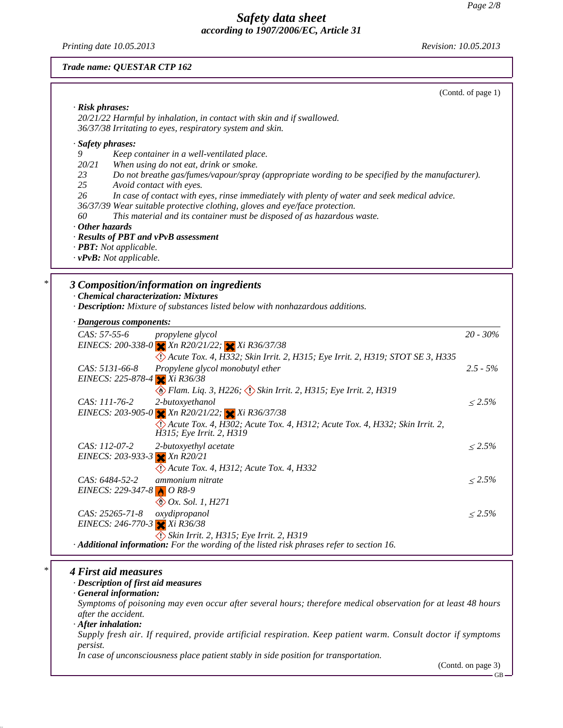**Trade name: QUESTAR CTP 162**

(Contd. of page 1)

· **Risk phrases:**
20/21/22 Harmful by inhalation, in contact with skin and if swallowed.
36/37/38 Irritating to eyes, respiratory system and skin.

· **Safety phrases:**

| | |
|---|---|
| 9 | Keep container in a well-ventilated place. |
| 20/21 | When using do not eat, drink or smoke. |
| 23 | Do not breathe gas/fumes/vapour/spray (appropriate wording to be specified by the manufacturer). |
| 25 | Avoid contact with eyes. |
| 26 | In case of contact with eyes, rinse immediately with plenty of water and seek medical advice. |
| 36/37/39 | Wear suitable protective clothing, gloves and eye/face protection. |
| 60 | This material and its container must be disposed of as hazardous waste. |

· **Other hazards**
· **Results of PBT and vPvB assessment**
· **PBT:** Not applicable.
· **vPvB:** Not applicable.

## 3 Composition/information on ingredients

· **Chemical characterization: Mixtures**
· **Description:** Mixture of substances listed below with nonhazardous additions.

· **Dangerous components:**

| | | |
|---|---|---|
| CAS: 57-55-6<br>EINECS: 200-338-0 | propylene glycol<br>Xn R20/21/22; Xi R36/37/38<br>Acute Tox. 4, H332; Skin Irrit. 2, H315; Eye Irrit. 2, H319; STOT SE 3, H335 | 20 - 30% |
| CAS: 5131-66-8<br>EINECS: 225-878-4 | Propylene glycol monobutyl ether<br>Xi R36/38<br>Flam. Liq. 3, H226; Skin Irrit. 2, H315; Eye Irrit. 2, H319 | 2.5 - 5% |
| CAS: 111-76-2<br>EINECS: 203-905-0 | 2-butoxyethanol<br>Xn R20/21/22; Xi R36/37/38<br>Acute Tox. 4, H302; Acute Tox. 4, H312; Acute Tox. 4, H332; Skin Irrit. 2, H315; Eye Irrit. 2, H319 | ≤ 2.5% |
| CAS: 112-07-2<br>EINECS: 203-933-3 | 2-butoxyethyl acetate<br>Xn R20/21<br>Acute Tox. 4, H312; Acute Tox. 4, H332 | ≤ 2.5% |
| CAS: 6484-52-2<br>EINECS: 229-347-8 | ammonium nitrate<br>O R8-9<br>Ox. Sol. 1, H271 | ≤ 2.5% |
| CAS: 25265-71-8<br>EINECS: 246-770-3 | oxydipropanol<br>Xi R36/38<br>Skin Irrit. 2, H315; Eye Irrit. 2, H319 | ≤ 2.5% |

· **Additional information:** For the wording of the listed risk phrases refer to section 16.

## 4 First aid measures

· **Description of first aid measures**
· **General information:**
Symptoms of poisoning may even occur after several hours; therefore medical observation for at least 48 hours after the accident.
· **After inhalation:**
Supply fresh air. If required, provide artificial respiration. Keep patient warm. Consult doctor if symptoms persist.
In case of unconsciousness place patient stably in side position for transportation.

(Contd. on page 3)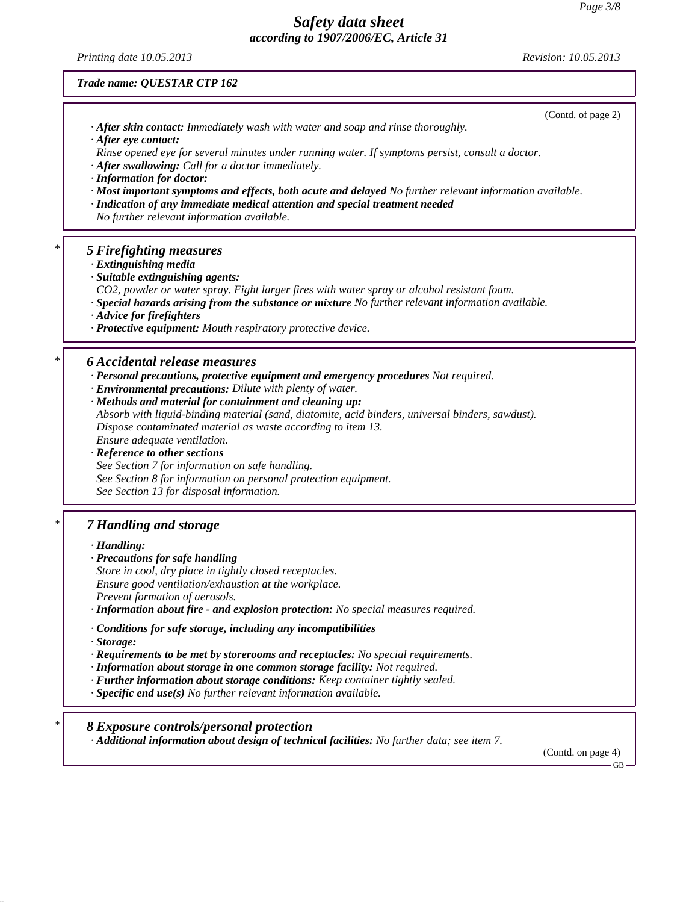*Trade name: QUESTAR CTP 162*

(Contd. of page 2)

· ***After skin contact:*** *Immediately wash with water and soap and rinse thoroughly.*
· ***After eye contact:***
*Rinse opened eye for several minutes under running water. If symptoms persist, consult a doctor.*
· ***After swallowing:*** *Call for a doctor immediately.*
· ***Information for doctor:***
· ***Most important symptoms and effects, both acute and delayed*** *No further relevant information available.*
· ***Indication of any immediate medical attention and special treatment needed***
*No further relevant information available.*

## 5 Firefighting measures

· ***Extinguishing media***
· ***Suitable extinguishing agents:***
*CO2, powder or water spray. Fight larger fires with water spray or alcohol resistant foam.*
· ***Special hazards arising from the substance or mixture*** *No further relevant information available.*
· ***Advice for firefighters***
· ***Protective equipment:*** *Mouth respiratory protective device.*

## 6 Accidental release measures

· ***Personal precautions, protective equipment and emergency procedures*** *Not required.*
· ***Environmental precautions:*** *Dilute with plenty of water.*
· ***Methods and material for containment and cleaning up:***
*Absorb with liquid-binding material (sand, diatomite, acid binders, universal binders, sawdust).*
*Dispose contaminated material as waste according to item 13.*
*Ensure adequate ventilation.*
· ***Reference to other sections***
*See Section 7 for information on safe handling.*
*See Section 8 for information on personal protection equipment.*
*See Section 13 for disposal information.*

## 7 Handling and storage

· ***Handling:***
· ***Precautions for safe handling***
*Store in cool, dry place in tightly closed receptacles.*
*Ensure good ventilation/exhaustion at the workplace.*
*Prevent formation of aerosols.*
· ***Information about fire - and explosion protection:*** *No special measures required.*

· ***Conditions for safe storage, including any incompatibilities***
· ***Storage:***
· ***Requirements to be met by storerooms and receptacles:*** *No special requirements.*
· ***Information about storage in one common storage facility:*** *Not required.*
· ***Further information about storage conditions:*** *Keep container tightly sealed.*
· ***Specific end use(s)*** *No further relevant information available.*

## 8 Exposure controls/personal protection

· ***Additional information about design of technical facilities:*** *No further data; see item 7.*

(Contd. on page 4)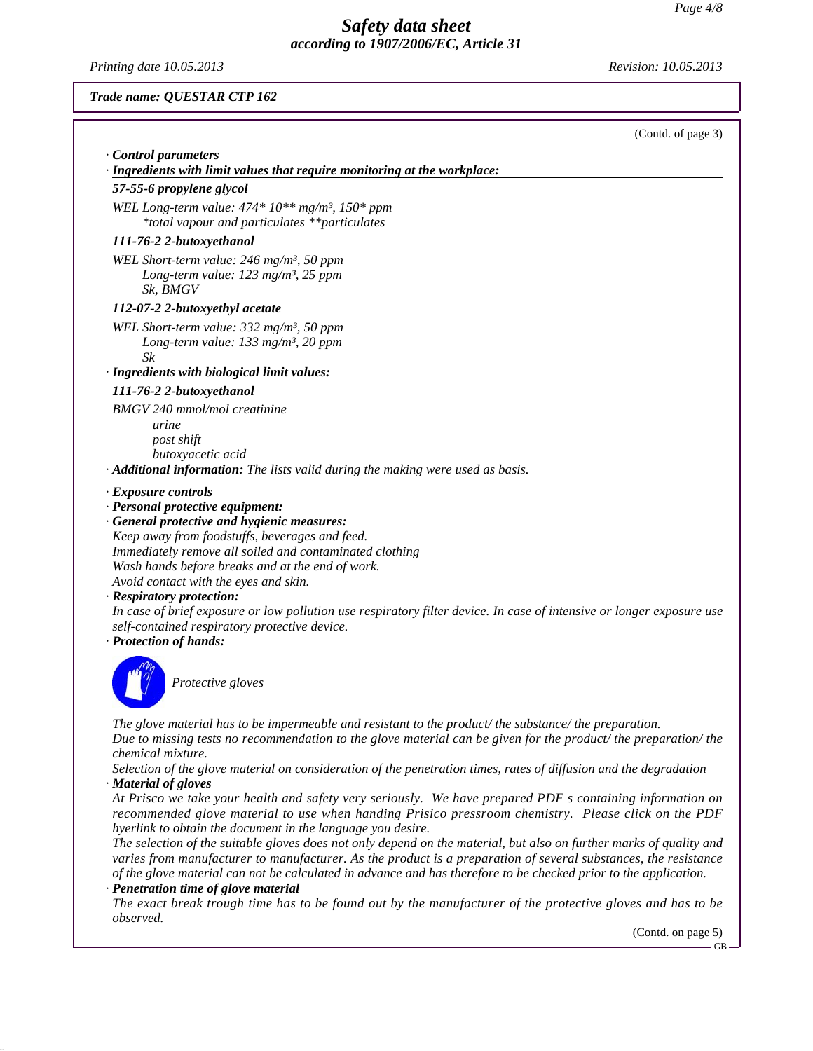*Trade name: QUESTAR CTP 162*

(Contd. of page 3)

· **Control parameters**

· **Ingredients with limit values that require monitoring at the workplace:**

**57-55-6 propylene glycol**

WEL Long-term value: 474* 10** mg/m³, 150* ppm
*total vapour and particulates **particulates

**111-76-2 2-butoxyethanol**

WEL Short-term value: 246 mg/m³, 50 ppm
Long-term value: 123 mg/m³, 25 ppm
Sk, BMGV

**112-07-2 2-butoxyethyl acetate**

WEL Short-term value: 332 mg/m³, 50 ppm
Long-term value: 133 mg/m³, 20 ppm
Sk

· **Ingredients with biological limit values:**

**111-76-2 2-butoxyethanol**

BMGV 240 mmol/mol creatinine
urine
post shift
butoxyacetic acid

· **Additional information:** The lists valid during the making were used as basis.

· **Exposure controls**

· **Personal protective equipment:**

· **General protective and hygienic measures:**

Keep away from foodstuffs, beverages and feed.
Immediately remove all soiled and contaminated clothing
Wash hands before breaks and at the end of work.
Avoid contact with the eyes and skin.

· **Respiratory protection:**

In case of brief exposure or low pollution use respiratory filter device. In case of intensive or longer exposure use self-contained respiratory protective device.

· **Protection of hands:**

Protective gloves

The glove material has to be impermeable and resistant to the product/ the substance/ the preparation.
Due to missing tests no recommendation to the glove material can be given for the product/ the preparation/ the chemical mixture.
Selection of the glove material on consideration of the penetration times, rates of diffusion and the degradation

· **Material of gloves**

At Prisco we take your health and safety very seriously. We have prepared PDF s containing information on recommended glove material to use when handing Prisico pressroom chemistry. Please click on the PDF hyerlink to obtain the document in the language you desire.
The selection of the suitable gloves does not only depend on the material, but also on further marks of quality and varies from manufacturer to manufacturer. As the product is a preparation of several substances, the resistance of the glove material can not be calculated in advance and has therefore to be checked prior to the application.

· **Penetration time of glove material**

The exact break trough time has to be found out by the manufacturer of the protective gloves and has to be observed.

(Contd. on page 5)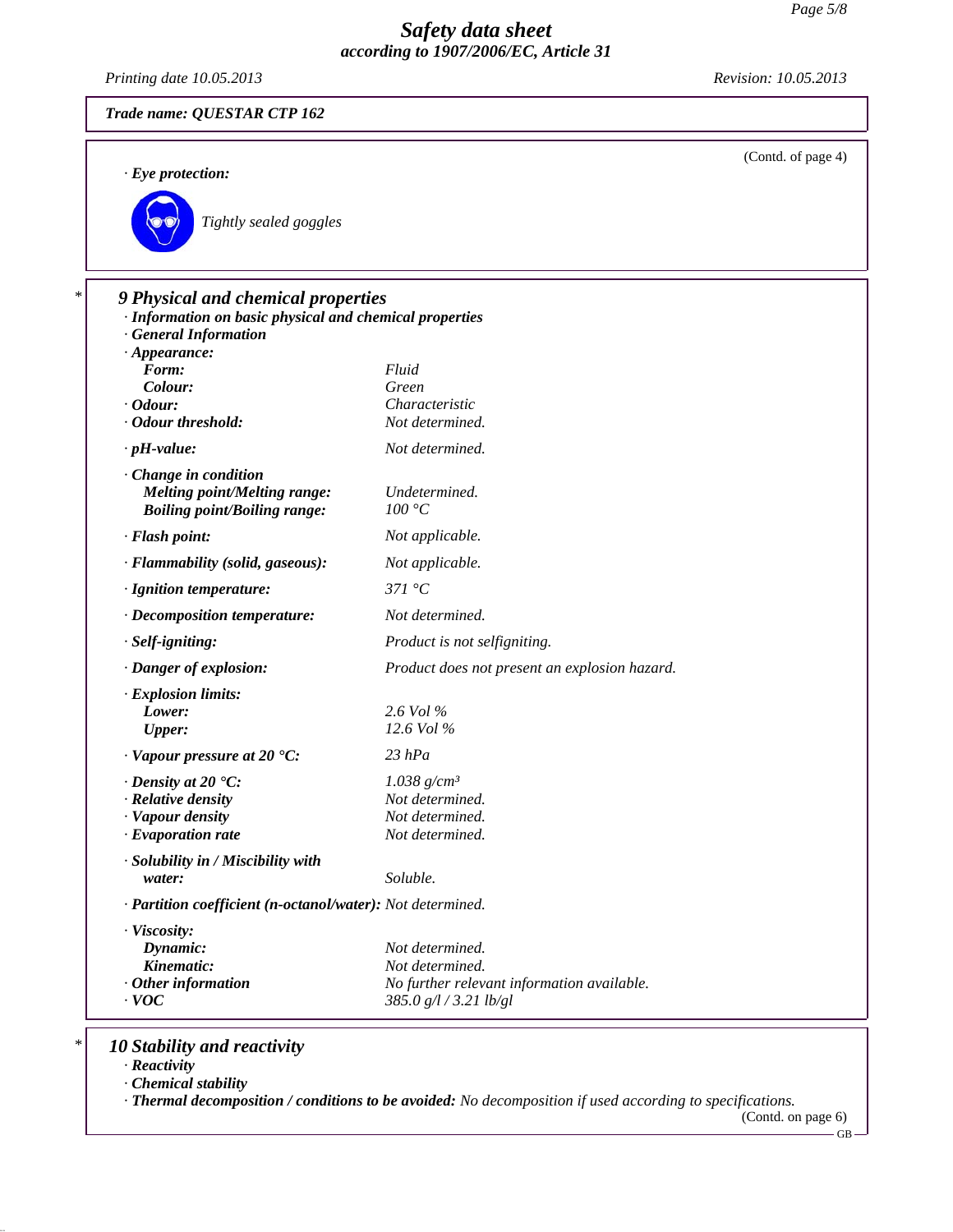**Trade name: QUESTAR CTP 162**

(Contd. of page 4)

· **Eye protection:**

Tightly sealed goggles

## 9 Physical and chemical properties

· **Information on basic physical and chemical properties**
· **General Information**

| | |
|---|---|
| · **Appearance:** | |
| **Form:** | Fluid |
| **Colour:** | Green |
| · **Odour:** | Characteristic |
| · **Odour threshold:** | Not determined. |
| · **pH-value:** | Not determined. |
| · **Change in condition** | |
| **Melting point/Melting range:** | Undetermined. |
| **Boiling point/Boiling range:** | 100 °C |
| · **Flash point:** | Not applicable. |
| · **Flammability (solid, gaseous):** | Not applicable. |
| · **Ignition temperature:** | 371 °C |
| · **Decomposition temperature:** | Not determined. |
| · **Self-igniting:** | Product is not selfigniting. |
| · **Danger of explosion:** | Product does not present an explosion hazard. |
| · **Explosion limits:** | |
| **Lower:** | 2.6 Vol % |
| **Upper:** | 12.6 Vol % |
| · **Vapour pressure at 20 °C:** | 23 hPa |
| · **Density at 20 °C:** | 1.038 g/cm³ |
| · **Relative density** | Not determined. |
| · **Vapour density** | Not determined. |
| · **Evaporation rate** | Not determined. |
| · **Solubility in / Miscibility with water:** | Soluble. |
| · **Partition coefficient (n-octanol/water):** | Not determined. |
| · **Viscosity:** | |
| **Dynamic:** | Not determined. |
| **Kinematic:** | Not determined. |
| · **Other information** | No further relevant information available. |
| · **VOC** | 385.0 g/l / 3.21 lb/gl |

## 10 Stability and reactivity

· **Reactivity**
· **Chemical stability**
· **Thermal decomposition / conditions to be avoided:** No decomposition if used according to specifications.

(Contd. on page 6)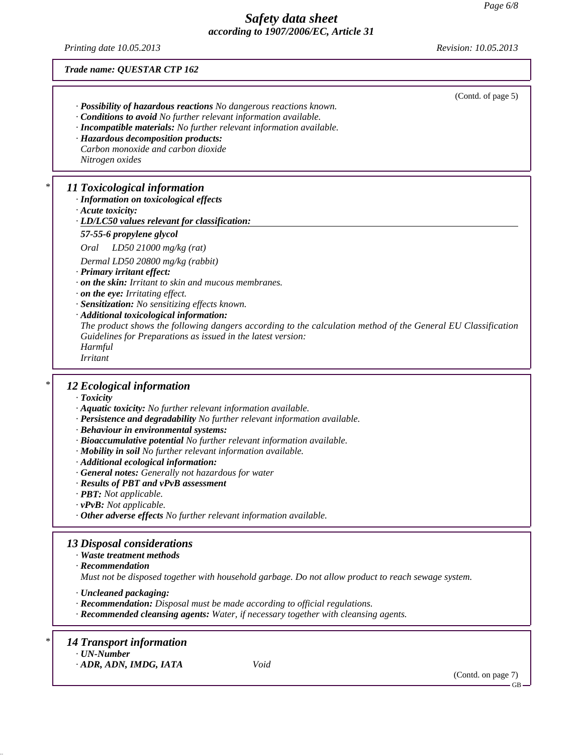**Trade name: QUESTAR CTP 162**

(Contd. of page 5)

· **Possibility of hazardous reactions** No dangerous reactions known.
· **Conditions to avoid** No further relevant information available.
· **Incompatible materials:** No further relevant information available.
· **Hazardous decomposition products:**
Carbon monoxide and carbon dioxide
Nitrogen oxides

## * 11 Toxicological information

· **Information on toxicological effects**
· **Acute toxicity:**
· **LD/LC50 values relevant for classification:**

**57-55-6 propylene glycol**

| | | |
|---|---|---|
| Oral | LD50 | 21000 mg/kg (rat) |
| Dermal | LD50 | 20800 mg/kg (rabbit) |

· **Primary irritant effect:**
· **on the skin:** Irritant to skin and mucous membranes.
· **on the eye:** Irritating effect.
· **Sensitization:** No sensitizing effects known.
· **Additional toxicological information:**
The product shows the following dangers according to the calculation method of the General EU Classification Guidelines for Preparations as issued in the latest version:
Harmful
Irritant

## * 12 Ecological information

· **Toxicity**
· **Aquatic toxicity:** No further relevant information available.
· **Persistence and degradability** No further relevant information available.
· **Behaviour in environmental systems:**
· **Bioaccumulative potential** No further relevant information available.
· **Mobility in soil** No further relevant information available.
· **Additional ecological information:**
· **General notes:** Generally not hazardous for water
· **Results of PBT and vPvB assessment**
· **PBT:** Not applicable.
· **vPvB:** Not applicable.
· **Other adverse effects** No further relevant information available.

## 13 Disposal considerations

· **Waste treatment methods**
· **Recommendation**
Must not be disposed together with household garbage. Do not allow product to reach sewage system.

· **Uncleaned packaging:**
· **Recommendation:** Disposal must be made according to official regulations.
· **Recommended cleansing agents:** Water, if necessary together with cleansing agents.

## * 14 Transport information

· **UN-Number**
· **ADR, ADN, IMDG, IATA** Void

(Contd. on page 7)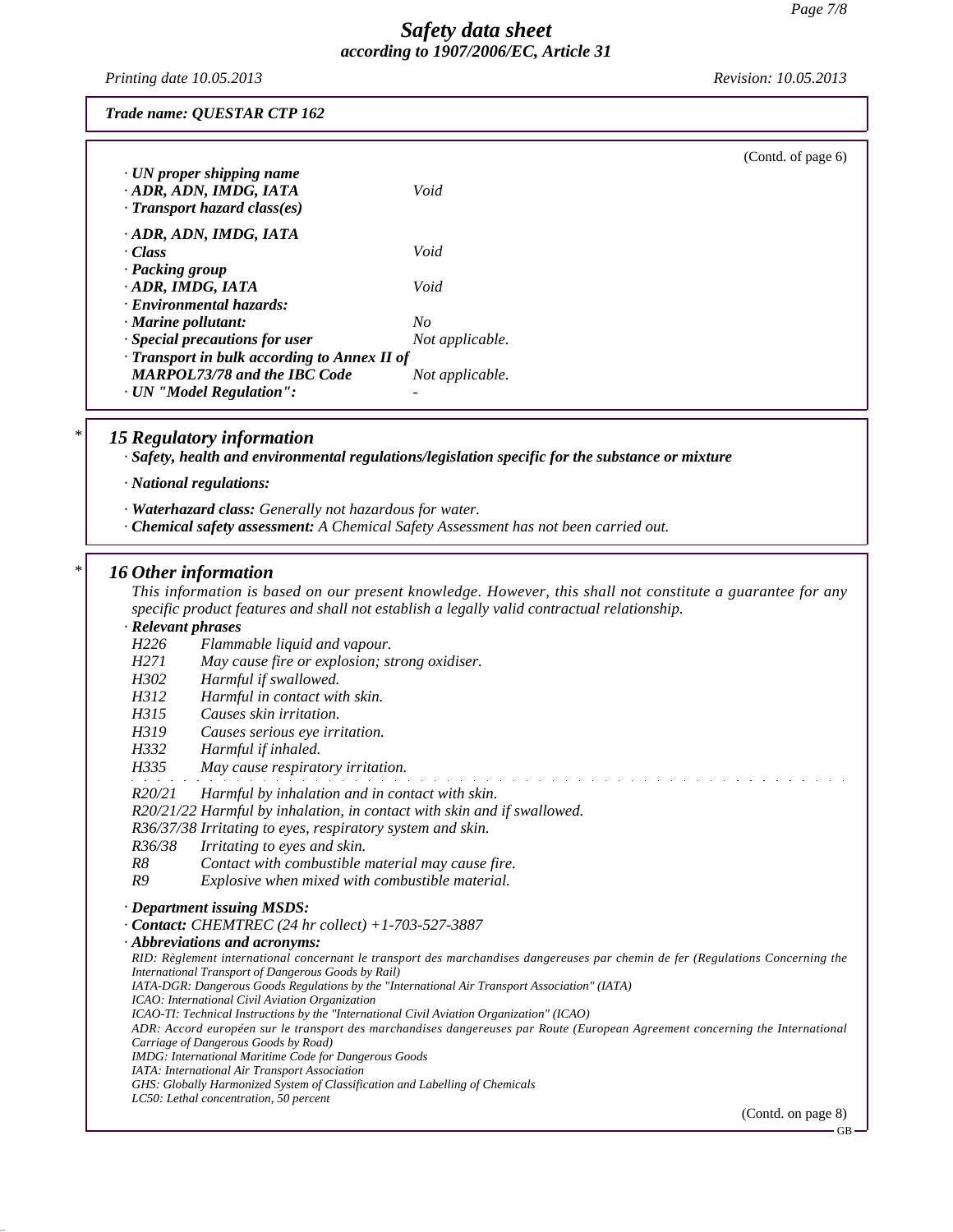(Contd. of page 6)

· **UN proper shipping name**
· **ADR, ADN, IMDG, IATA** *Void*
· **Transport hazard class(es)**

· **ADR, ADN, IMDG, IATA**
· **Class** *Void*
· **Packing group**
· **ADR, IMDG, IATA** *Void*
· **Environmental hazards:**
· **Marine pollutant:** *No*
· **Special precautions for user** *Not applicable.*
· **Transport in bulk according to Annex II of MARPOL73/78 and the IBC Code** *Not applicable.*
· **UN "Model Regulation":** -

## 15 Regulatory information

· **Safety, health and environmental regulations/legislation specific for the substance or mixture**

· **National regulations:**

· **Waterhazard class:** *Generally not hazardous for water.*
· **Chemical safety assessment:** *A Chemical Safety Assessment has not been carried out.*

## 16 Other information

*This information is based on our present knowledge. However, this shall not constitute a guarantee for any specific product features and shall not establish a legally valid contractual relationship.*

· **Relevant phrases**

H226 Flammable liquid and vapour.
H271 May cause fire or explosion; strong oxidiser.
H302 Harmful if swallowed.
H312 Harmful in contact with skin.
H315 Causes skin irritation.
H319 Causes serious eye irritation.
H332 Harmful if inhaled.
H335 May cause respiratory irritation.

R20/21 Harmful by inhalation and in contact with skin.
R20/21/22 Harmful by inhalation, in contact with skin and if swallowed.
R36/37/38 Irritating to eyes, respiratory system and skin.
R36/38 Irritating to eyes and skin.
R8 Contact with combustible material may cause fire.
R9 Explosive when mixed with combustible material.

· **Department issuing MSDS:**
· **Contact:** *CHEMTREC (24 hr collect) +1-703-527-3887*
· **Abbreviations and acronyms:**

*RID: Règlement international concernant le transport des marchandises dangereuses par chemin de fer (Regulations Concerning the International Transport of Dangerous Goods by Rail)*
*IATA-DGR: Dangerous Goods Regulations by the "International Air Transport Association" (IATA)*
*ICAO: International Civil Aviation Organization*
*ICAO-TI: Technical Instructions by the "International Civil Aviation Organization" (ICAO)*
*ADR: Accord européen sur le transport des marchandises dangereuses par Route (European Agreement concerning the International Carriage of Dangerous Goods by Road)*
*IMDG: International Maritime Code for Dangerous Goods*
*IATA: International Air Transport Association*
*GHS: Globally Harmonized System of Classification and Labelling of Chemicals*
*LC50: Lethal concentration, 50 percent*

(Contd. on page 8)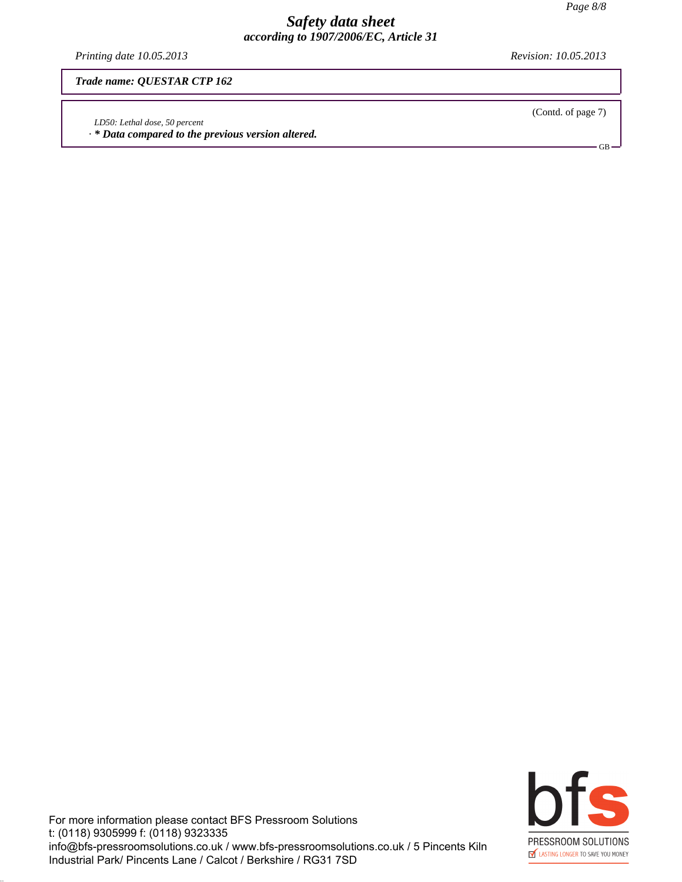**Trade name: QUESTAR CTP 162**

(Contd. of page 7)

*LD50: Lethal dose, 50 percent*

· ***** ***Data compared to the previous version altered.***

For more information please contact BFS Pressroom Solutions
t: (0118) 9305999 f: (0118) 9323335
info@bfs-pressroomsolutions.co.uk / www.bfs-pressroomsolutions.co.uk / 5 Pincents Kiln Industrial Park/ Pincents Lane / Calcot / Berkshire / RG31 7SD

bfs PRESSROOM SOLUTIONS
LASTING LONGER TO SAVE YOU MONEY